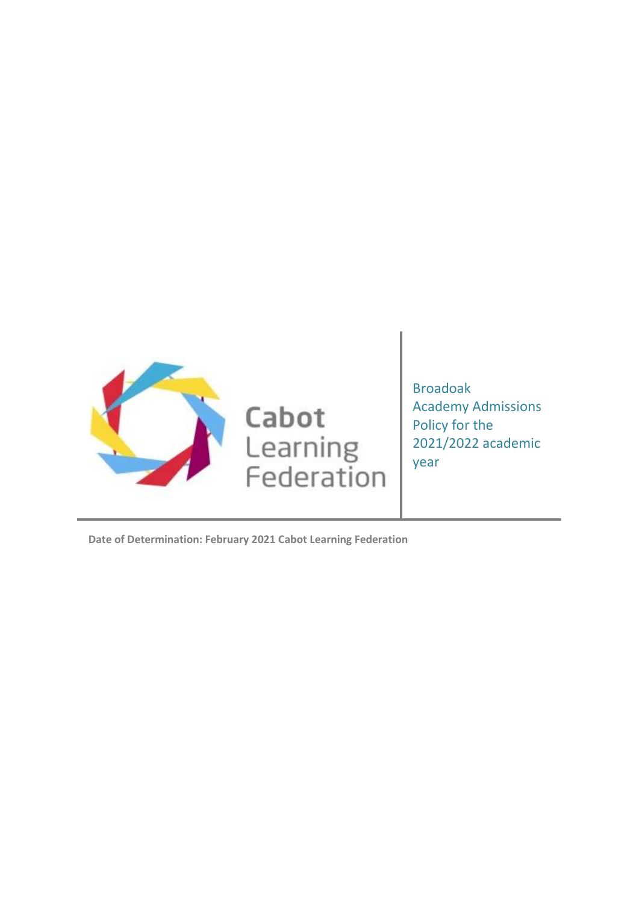Cabot Learning Federation

# Broadoak Academy Admissions Policy for the 2021/2022 academic year

**Date of Determination: February 2021 Cabot Learning Federation**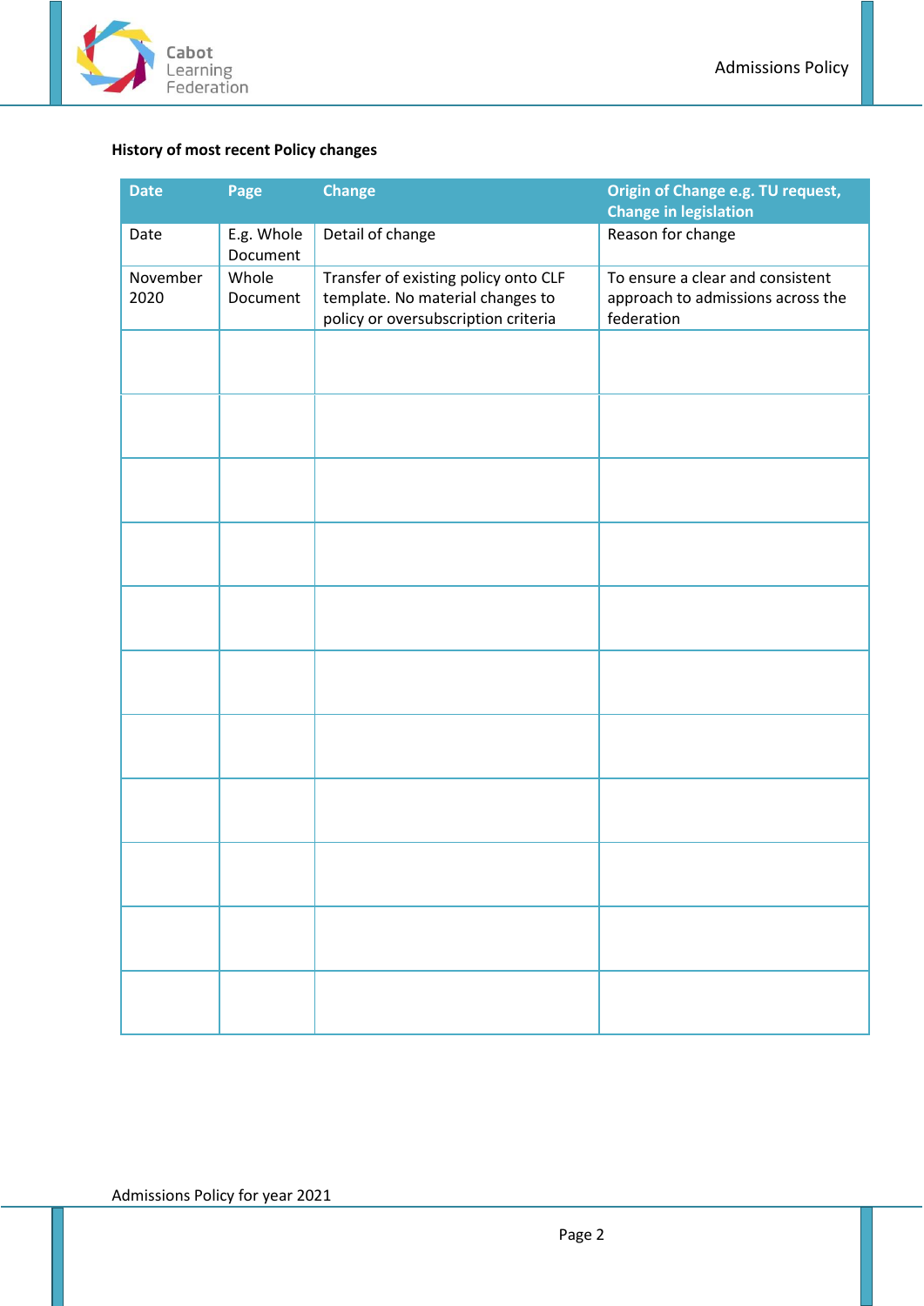**History of most recent Policy changes**

| Date | Page | Change | Origin of Change e.g. TU request, Change in legislation |
|---|---|---|---|
| Date | E.g. Whole Document | Detail of change | Reason for change |
| November 2020 | Whole Document | Transfer of existing policy onto CLF template. No material changes to policy or oversubscription criteria | To ensure a clear and consistent approach to admissions across the federation |
| | | | |
| | | | |
| | | | |
| | | | |
| | | | |
| | | | |
| | | | |
| | | | |
| | | | |
| | | | |
| | | | |

Admissions Policy for year 2021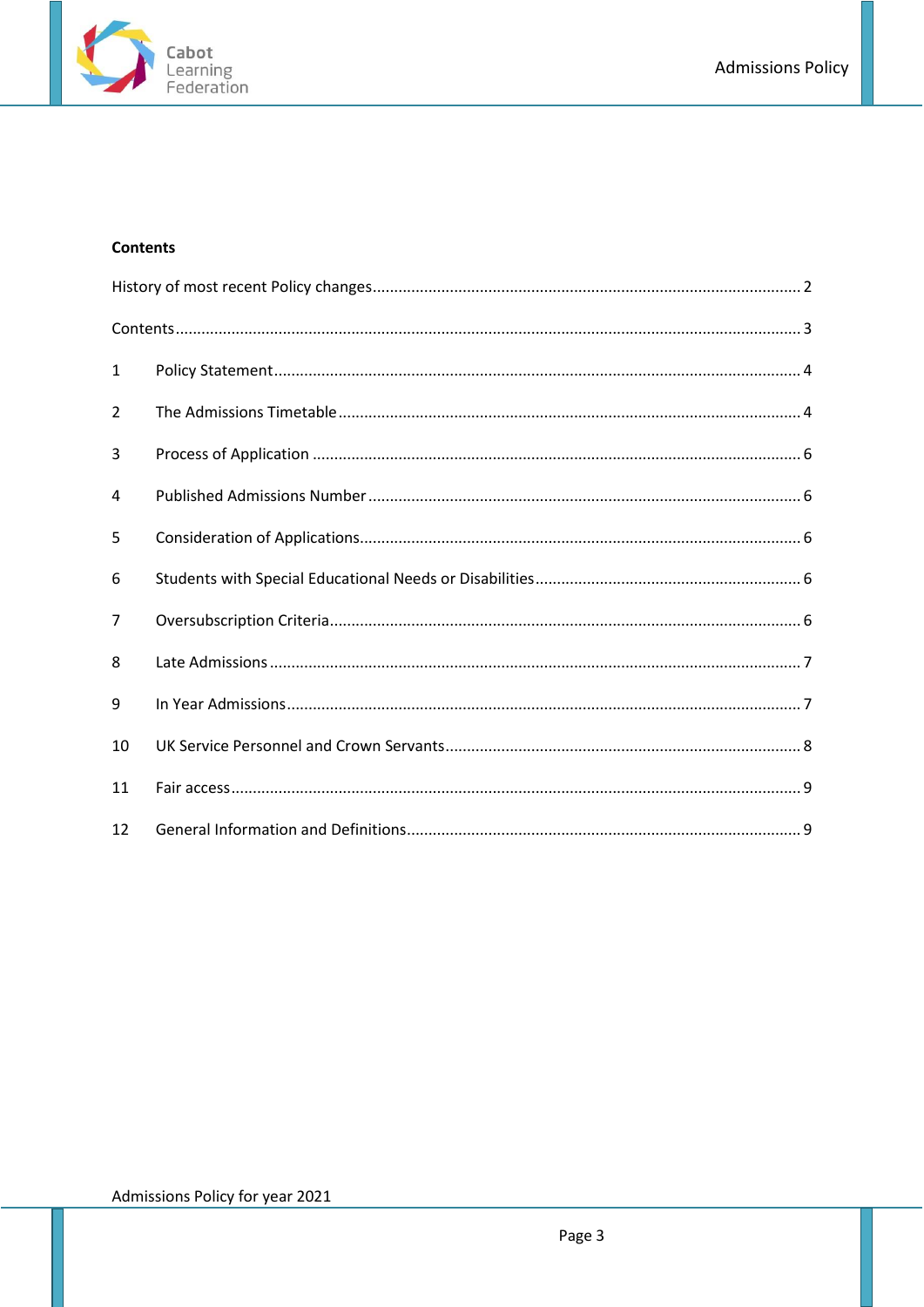**Contents**

History of most recent Policy changes .......... 2

Contents .......... 3

1 Policy Statement .......... 4

2 The Admissions Timetable .......... 4

3 Process of Application .......... 6

4 Published Admissions Number .......... 6

5 Consideration of Applications .......... 6

6 Students with Special Educational Needs or Disabilities .......... 6

7 Oversubscription Criteria .......... 6

8 Late Admissions .......... 7

9 In Year Admissions .......... 7

10 UK Service Personnel and Crown Servants .......... 8

11 Fair access .......... 9

12 General Information and Definitions .......... 9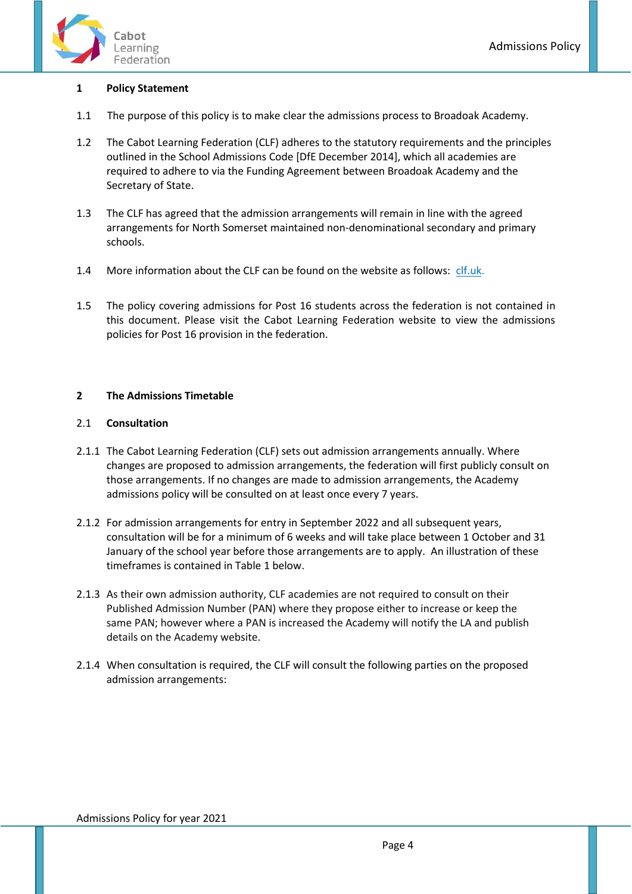## 1 Policy Statement

1.1 The purpose of this policy is to make clear the admissions process to Broadoak Academy.

1.2 The Cabot Learning Federation (CLF) adheres to the statutory requirements and the principles outlined in the School Admissions Code [DfE December 2014], which all academies are required to adhere to via the Funding Agreement between Broadoak Academy and the Secretary of State.

1.3 The CLF has agreed that the admission arrangements will remain in line with the agreed arrangements for North Somerset maintained non-denominational secondary and primary schools.

1.4 More information about the CLF can be found on the website as follows: clf.uk.

1.5 The policy covering admissions for Post 16 students across the federation is not contained in this document. Please visit the Cabot Learning Federation website to view the admissions policies for Post 16 provision in the federation.

## 2 The Admissions Timetable

### 2.1 Consultation

2.1.1 The Cabot Learning Federation (CLF) sets out admission arrangements annually. Where changes are proposed to admission arrangements, the federation will first publicly consult on those arrangements. If no changes are made to admission arrangements, the Academy admissions policy will be consulted on at least once every 7 years.

2.1.2 For admission arrangements for entry in September 2022 and all subsequent years, consultation will be for a minimum of 6 weeks and will take place between 1 October and 31 January of the school year before those arrangements are to apply. An illustration of these timeframes is contained in Table 1 below.

2.1.3 As their own admission authority, CLF academies are not required to consult on their Published Admission Number (PAN) where they propose either to increase or keep the same PAN; however where a PAN is increased the Academy will notify the LA and publish details on the Academy website.

2.1.4 When consultation is required, the CLF will consult the following parties on the proposed admission arrangements:

Admissions Policy for year 2021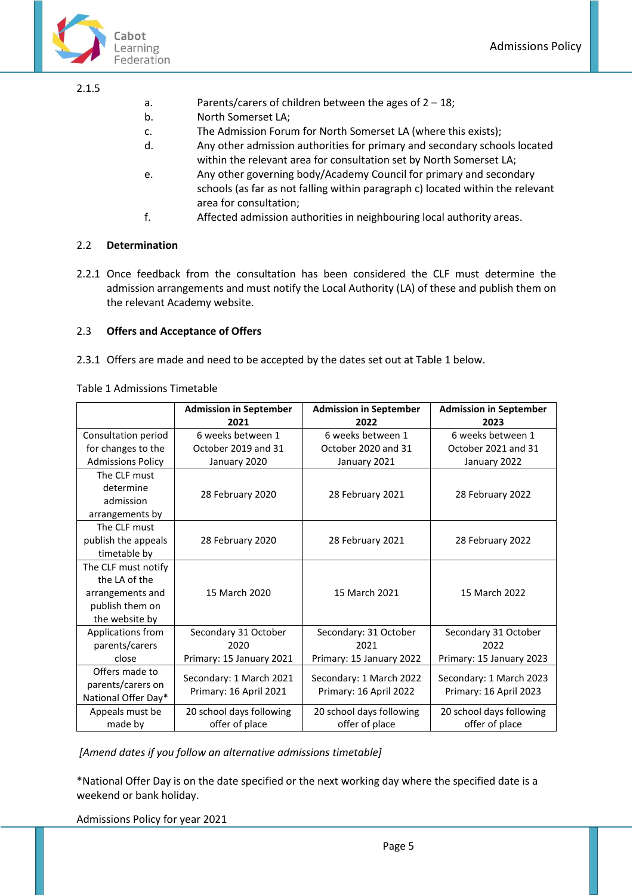2.1.5

a. Parents/carers of children between the ages of 2 – 18;
b. North Somerset LA;
c. The Admission Forum for North Somerset LA (where this exists);
d. Any other admission authorities for primary and secondary schools located within the relevant area for consultation set by North Somerset LA;
e. Any other governing body/Academy Council for primary and secondary schools (as far as not falling within paragraph c) located within the relevant area for consultation;
f. Affected admission authorities in neighbouring local authority areas.

## 2.2 Determination

2.2.1 Once feedback from the consultation has been considered the CLF must determine the admission arrangements and must notify the Local Authority (LA) of these and publish them on the relevant Academy website.

## 2.3 Offers and Acceptance of Offers

2.3.1 Offers are made and need to be accepted by the dates set out at Table 1 below.

Table 1 Admissions Timetable

| | **Admission in September 2021** | **Admission in September 2022** | **Admission in September 2023** |
|---|---|---|---|
| Consultation period for changes to the Admissions Policy | 6 weeks between 1 October 2019 and 31 January 2020 | 6 weeks between 1 October 2020 and 31 January 2021 | 6 weeks between 1 October 2021 and 31 January 2022 |
| The CLF must determine admission arrangements by | 28 February 2020 | 28 February 2021 | 28 February 2022 |
| The CLF must publish the appeals timetable by | 28 February 2020 | 28 February 2021 | 28 February 2022 |
| The CLF must notify the LA of the arrangements and publish them on the website by | 15 March 2020 | 15 March 2021 | 15 March 2022 |
| Applications from parents/carers close | Secondary 31 October 2020<br>Primary: 15 January 2021 | Secondary: 31 October 2021<br>Primary: 15 January 2022 | Secondary 31 October 2022<br>Primary: 15 January 2023 |
| Offers made to parents/carers on National Offer Day* | Secondary: 1 March 2021<br>Primary: 16 April 2021 | Secondary: 1 March 2022<br>Primary: 16 April 2022 | Secondary: 1 March 2023<br>Primary: 16 April 2023 |
| Appeals must be made by | 20 school days following offer of place | 20 school days following offer of place | 20 school days following offer of place |

*[Amend dates if you follow an alternative admissions timetable]*

*National Offer Day is on the date specified or the next working day where the specified date is a weekend or bank holiday.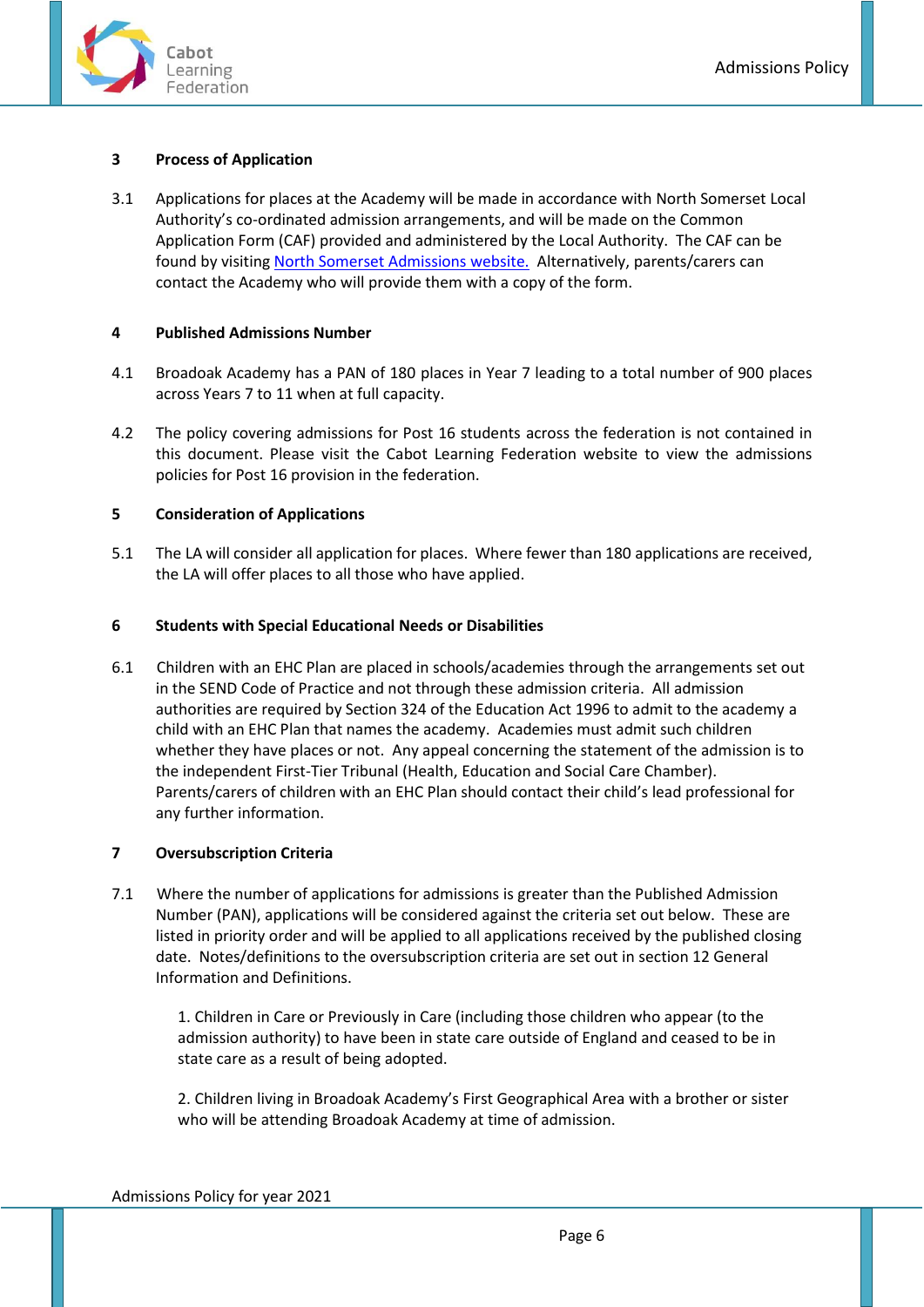## 3 Process of Application

3.1 Applications for places at the Academy will be made in accordance with North Somerset Local Authority's co-ordinated admission arrangements, and will be made on the Common Application Form (CAF) provided and administered by the Local Authority. The CAF can be found by visiting [North Somerset Admissions website.](#) Alternatively, parents/carers can contact the Academy who will provide them with a copy of the form.

## 4 Published Admissions Number

4.1 Broadoak Academy has a PAN of 180 places in Year 7 leading to a total number of 900 places across Years 7 to 11 when at full capacity.

4.2 The policy covering admissions for Post 16 students across the federation is not contained in this document. Please visit the Cabot Learning Federation website to view the admissions policies for Post 16 provision in the federation.

## 5 Consideration of Applications

5.1 The LA will consider all application for places. Where fewer than 180 applications are received, the LA will offer places to all those who have applied.

## 6 Students with Special Educational Needs or Disabilities

6.1 Children with an EHC Plan are placed in schools/academies through the arrangements set out in the SEND Code of Practice and not through these admission criteria. All admission authorities are required by Section 324 of the Education Act 1996 to admit to the academy a child with an EHC Plan that names the academy. Academies must admit such children whether they have places or not. Any appeal concerning the statement of the admission is to the independent First-Tier Tribunal (Health, Education and Social Care Chamber). Parents/carers of children with an EHC Plan should contact their child's lead professional for any further information.

## 7 Oversubscription Criteria

7.1 Where the number of applications for admissions is greater than the Published Admission Number (PAN), applications will be considered against the criteria set out below. These are listed in priority order and will be applied to all applications received by the published closing date. Notes/definitions to the oversubscription criteria are set out in section 12 General Information and Definitions.

1. Children in Care or Previously in Care (including those children who appear (to the admission authority) to have been in state care outside of England and ceased to be in state care as a result of being adopted.

2. Children living in Broadoak Academy's First Geographical Area with a brother or sister who will be attending Broadoak Academy at time of admission.

Admissions Policy for year 2021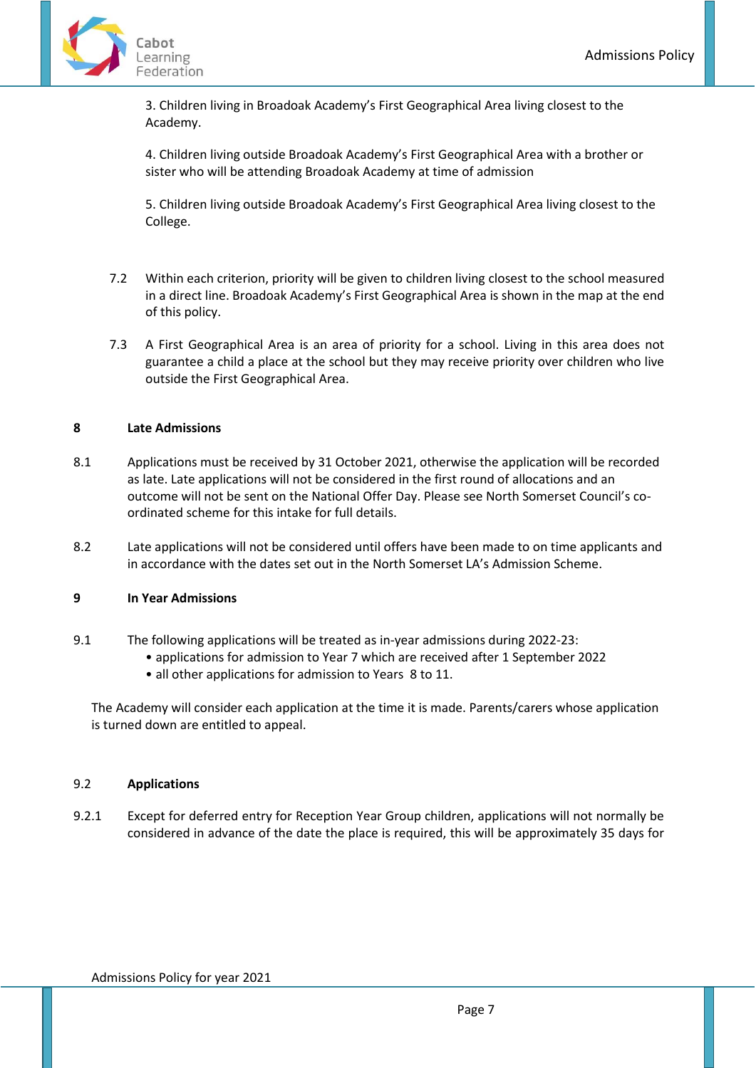3. Children living in Broadoak Academy's First Geographical Area living closest to the Academy.

4. Children living outside Broadoak Academy's First Geographical Area with a brother or sister who will be attending Broadoak Academy at time of admission

5. Children living outside Broadoak Academy's First Geographical Area living closest to the College.

7.2 Within each criterion, priority will be given to children living closest to the school measured in a direct line. Broadoak Academy's First Geographical Area is shown in the map at the end of this policy.

7.3 A First Geographical Area is an area of priority for a school. Living in this area does not guarantee a child a place at the school but they may receive priority over children who live outside the First Geographical Area.

## 8 Late Admissions

8.1 Applications must be received by 31 October 2021, otherwise the application will be recorded as late. Late applications will not be considered in the first round of allocations and an outcome will not be sent on the National Offer Day. Please see North Somerset Council's co-ordinated scheme for this intake for full details.

8.2 Late applications will not be considered until offers have been made to on time applicants and in accordance with the dates set out in the North Somerset LA's Admission Scheme.

## 9 In Year Admissions

9.1 The following applications will be treated as in-year admissions during 2022-23:
- applications for admission to Year 7 which are received after 1 September 2022
- all other applications for admission to Years 8 to 11.

The Academy will consider each application at the time it is made. Parents/carers whose application is turned down are entitled to appeal.

### 9.2 Applications

9.2.1 Except for deferred entry for Reception Year Group children, applications will not normally be considered in advance of the date the place is required, this will be approximately 35 days for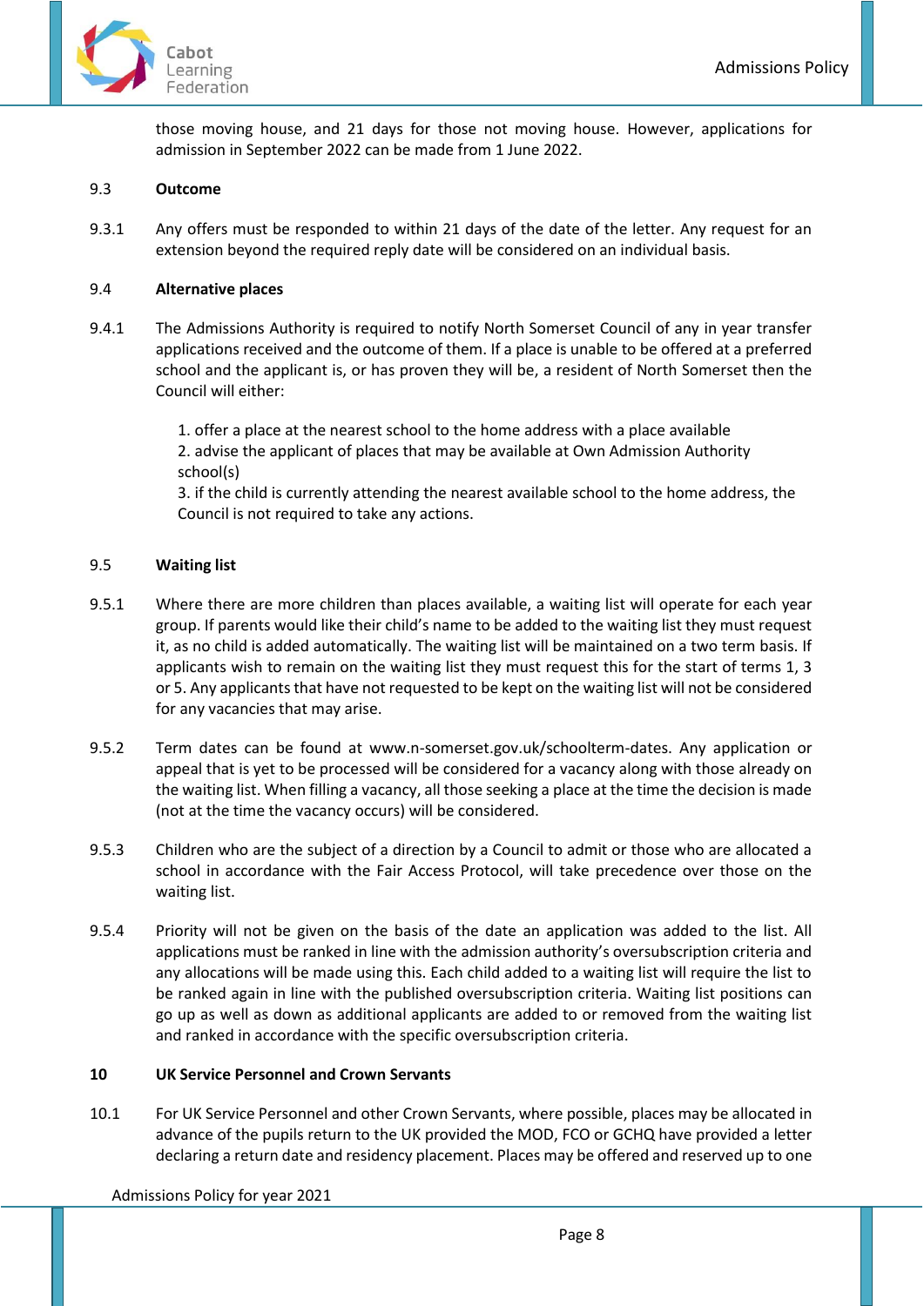those moving house, and 21 days for those not moving house. However, applications for admission in September 2022 can be made from 1 June 2022.

9.3 **Outcome**

9.3.1 Any offers must be responded to within 21 days of the date of the letter. Any request for an extension beyond the required reply date will be considered on an individual basis.

9.4 **Alternative places**

9.4.1 The Admissions Authority is required to notify North Somerset Council of any in year transfer applications received and the outcome of them. If a place is unable to be offered at a preferred school and the applicant is, or has proven they will be, a resident of North Somerset then the Council will either:

1. offer a place at the nearest school to the home address with a place available
2. advise the applicant of places that may be available at Own Admission Authority school(s)
3. if the child is currently attending the nearest available school to the home address, the Council is not required to take any actions.

9.5 **Waiting list**

9.5.1 Where there are more children than places available, a waiting list will operate for each year group. If parents would like their child's name to be added to the waiting list they must request it, as no child is added automatically. The waiting list will be maintained on a two term basis. If applicants wish to remain on the waiting list they must request this for the start of terms 1, 3 or 5. Any applicants that have not requested to be kept on the waiting list will not be considered for any vacancies that may arise.

9.5.2 Term dates can be found at www.n-somerset.gov.uk/schoolterm-dates. Any application or appeal that is yet to be processed will be considered for a vacancy along with those already on the waiting list. When filling a vacancy, all those seeking a place at the time the decision is made (not at the time the vacancy occurs) will be considered.

9.5.3 Children who are the subject of a direction by a Council to admit or those who are allocated a school in accordance with the Fair Access Protocol, will take precedence over those on the waiting list.

9.5.4 Priority will not be given on the basis of the date an application was added to the list. All applications must be ranked in line with the admission authority's oversubscription criteria and any allocations will be made using this. Each child added to a waiting list will require the list to be ranked again in line with the published oversubscription criteria. Waiting list positions can go up as well as down as additional applicants are added to or removed from the waiting list and ranked in accordance with the specific oversubscription criteria.

**10 UK Service Personnel and Crown Servants**

10.1 For UK Service Personnel and other Crown Servants, where possible, places may be allocated in advance of the pupils return to the UK provided the MOD, FCO or GCHQ have provided a letter declaring a return date and residency placement. Places may be offered and reserved up to one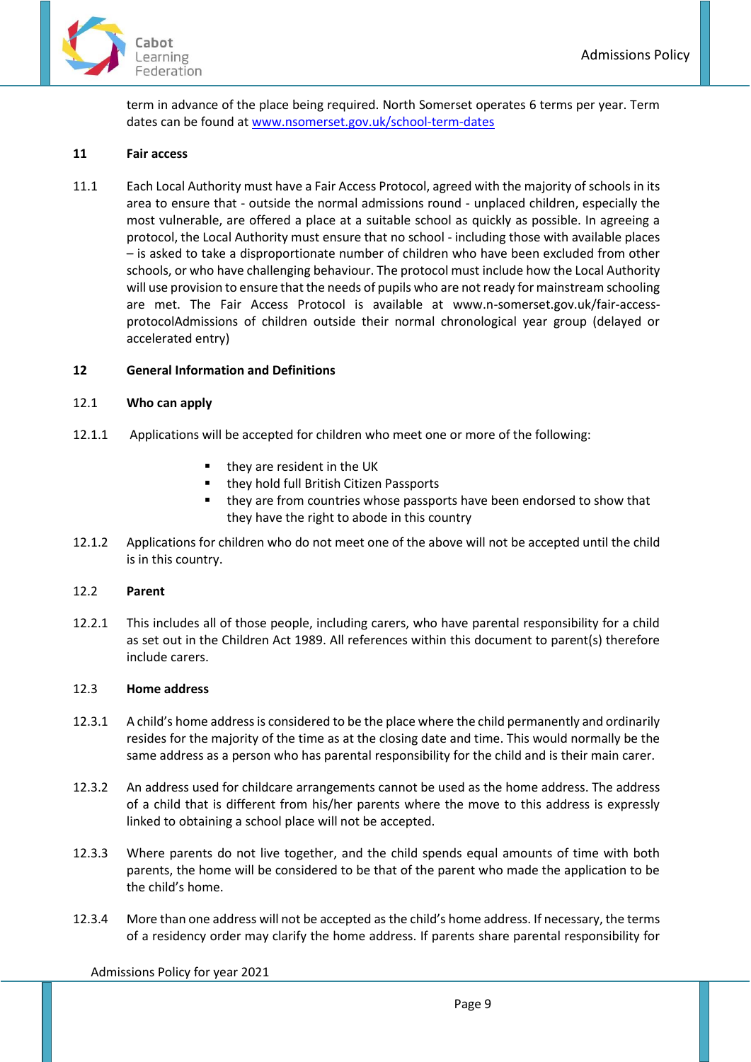term in advance of the place being required. North Somerset operates 6 terms per year. Term dates can be found at [www.nsomerset.gov.uk/school-term-dates](www.nsomerset.gov.uk/school-term-dates)

## 11 Fair access

11.1 Each Local Authority must have a Fair Access Protocol, agreed with the majority of schools in its area to ensure that - outside the normal admissions round - unplaced children, especially the most vulnerable, are offered a place at a suitable school as quickly as possible. In agreeing a protocol, the Local Authority must ensure that no school - including those with available places – is asked to take a disproportionate number of children who have been excluded from other schools, or who have challenging behaviour. The protocol must include how the Local Authority will use provision to ensure that the needs of pupils who are not ready for mainstream schooling are met. The Fair Access Protocol is available at www.n-somerset.gov.uk/fair-access-protocolAdmissions of children outside their normal chronological year group (delayed or accelerated entry)

## 12 General Information and Definitions

### 12.1 Who can apply

12.1.1 Applications will be accepted for children who meet one or more of the following:

- they are resident in the UK
- they hold full British Citizen Passports
- they are from countries whose passports have been endorsed to show that they have the right to abode in this country

12.1.2 Applications for children who do not meet one of the above will not be accepted until the child is in this country.

### 12.2 Parent

12.2.1 This includes all of those people, including carers, who have parental responsibility for a child as set out in the Children Act 1989. All references within this document to parent(s) therefore include carers.

### 12.3 Home address

12.3.1 A child's home address is considered to be the place where the child permanently and ordinarily resides for the majority of the time as at the closing date and time. This would normally be the same address as a person who has parental responsibility for the child and is their main carer.

12.3.2 An address used for childcare arrangements cannot be used as the home address. The address of a child that is different from his/her parents where the move to this address is expressly linked to obtaining a school place will not be accepted.

12.3.3 Where parents do not live together, and the child spends equal amounts of time with both parents, the home will be considered to be that of the parent who made the application to be the child's home.

12.3.4 More than one address will not be accepted as the child's home address. If necessary, the terms of a residency order may clarify the home address. If parents share parental responsibility for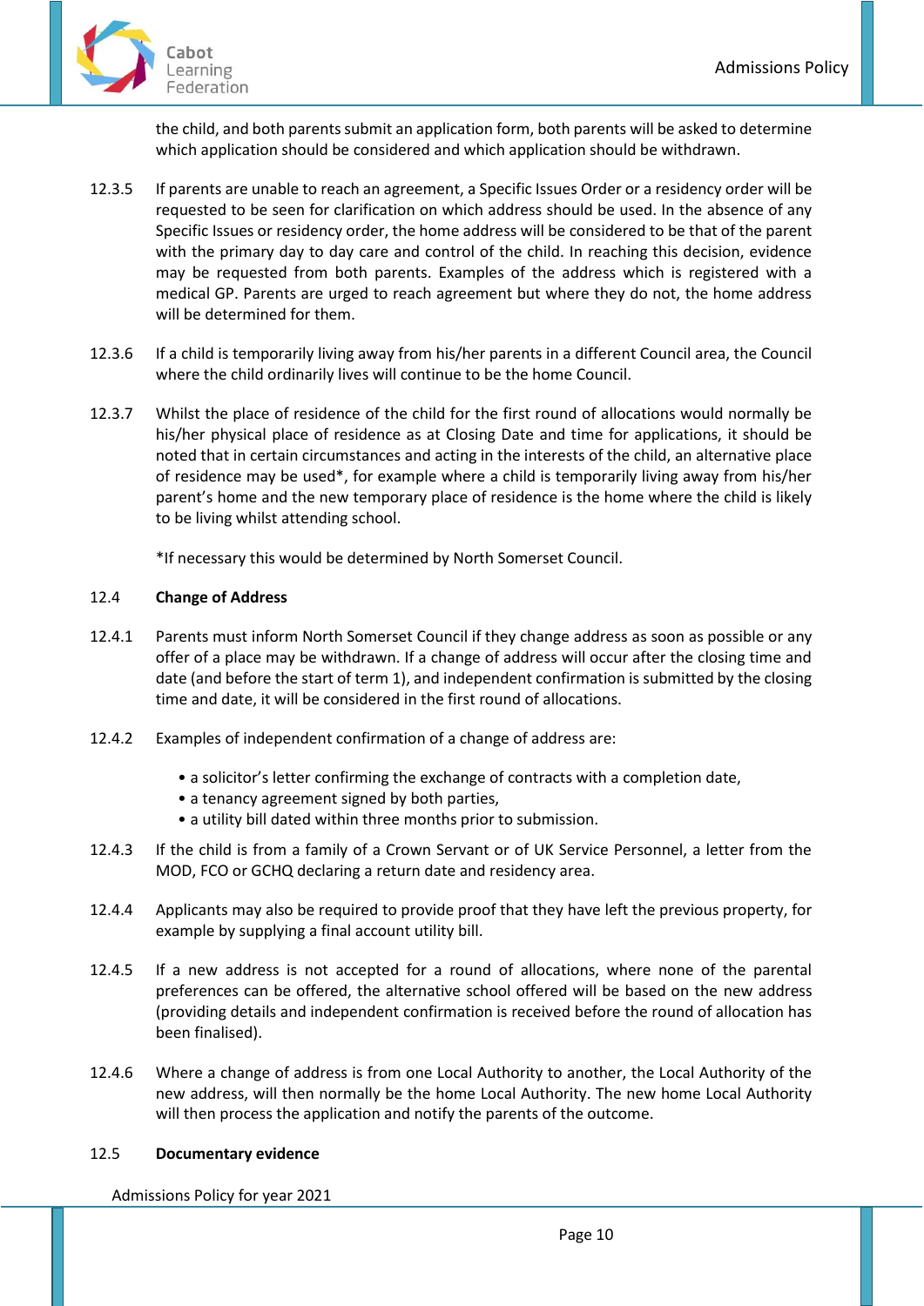the child, and both parents submit an application form, both parents will be asked to determine which application should be considered and which application should be withdrawn.

12.3.5 If parents are unable to reach an agreement, a Specific Issues Order or a residency order will be requested to be seen for clarification on which address should be used. In the absence of any Specific Issues or residency order, the home address will be considered to be that of the parent with the primary day to day care and control of the child. In reaching this decision, evidence may be requested from both parents. Examples of the address which is registered with a medical GP. Parents are urged to reach agreement but where they do not, the home address will be determined for them.

12.3.6 If a child is temporarily living away from his/her parents in a different Council area, the Council where the child ordinarily lives will continue to be the home Council.

12.3.7 Whilst the place of residence of the child for the first round of allocations would normally be his/her physical place of residence as at Closing Date and time for applications, it should be noted that in certain circumstances and acting in the interests of the child, an alternative place of residence may be used*, for example where a child is temporarily living away from his/her parent's home and the new temporary place of residence is the home where the child is likely to be living whilst attending school.

*If necessary this would be determined by North Somerset Council.

### 12.4 Change of Address

12.4.1 Parents must inform North Somerset Council if they change address as soon as possible or any offer of a place may be withdrawn. If a change of address will occur after the closing time and date (and before the start of term 1), and independent confirmation is submitted by the closing time and date, it will be considered in the first round of allocations.

12.4.2 Examples of independent confirmation of a change of address are:

- a solicitor's letter confirming the exchange of contracts with a completion date,
- a tenancy agreement signed by both parties,
- a utility bill dated within three months prior to submission.

12.4.3 If the child is from a family of a Crown Servant or of UK Service Personnel, a letter from the MOD, FCO or GCHQ declaring a return date and residency area.

12.4.4 Applicants may also be required to provide proof that they have left the previous property, for example by supplying a final account utility bill.

12.4.5 If a new address is not accepted for a round of allocations, where none of the parental preferences can be offered, the alternative school offered will be based on the new address (providing details and independent confirmation is received before the round of allocation has been finalised).

12.4.6 Where a change of address is from one Local Authority to another, the Local Authority of the new address, will then normally be the home Local Authority. The new home Local Authority will then process the application and notify the parents of the outcome.

### 12.5 Documentary evidence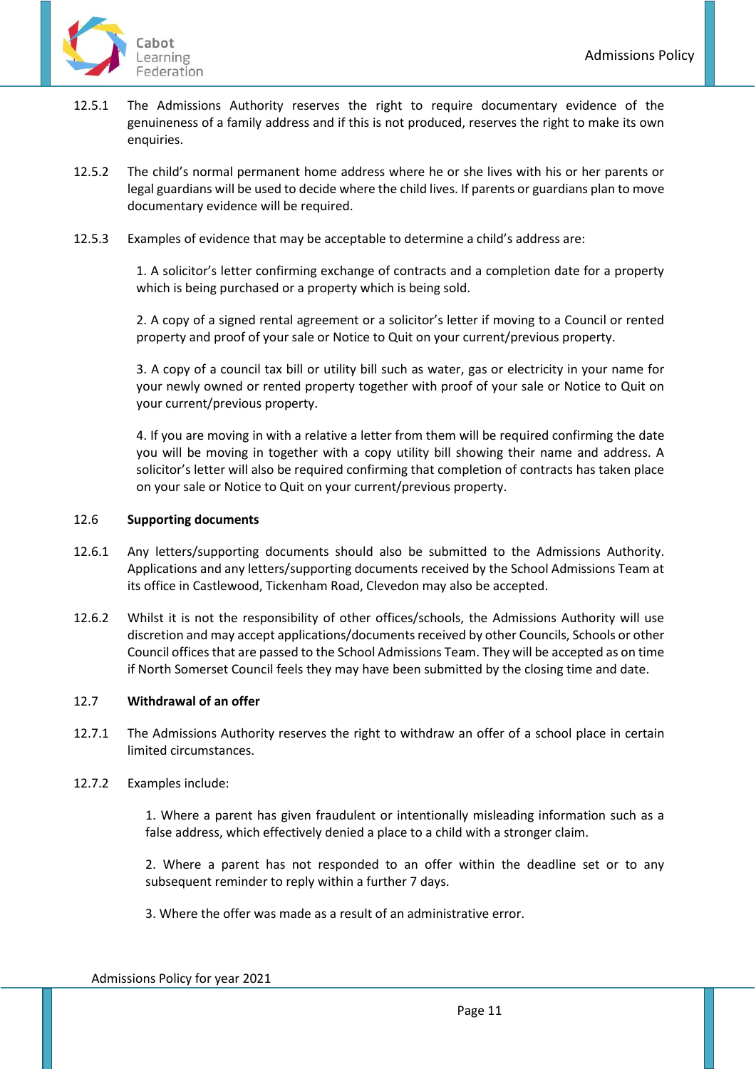12.5.1 The Admissions Authority reserves the right to require documentary evidence of the genuineness of a family address and if this is not produced, reserves the right to make its own enquiries.

12.5.2 The child's normal permanent home address where he or she lives with his or her parents or legal guardians will be used to decide where the child lives. If parents or guardians plan to move documentary evidence will be required.

12.5.3 Examples of evidence that may be acceptable to determine a child's address are:

1. A solicitor's letter confirming exchange of contracts and a completion date for a property which is being purchased or a property which is being sold.

2. A copy of a signed rental agreement or a solicitor's letter if moving to a Council or rented property and proof of your sale or Notice to Quit on your current/previous property.

3. A copy of a council tax bill or utility bill such as water, gas or electricity in your name for your newly owned or rented property together with proof of your sale or Notice to Quit on your current/previous property.

4. If you are moving in with a relative a letter from them will be required confirming the date you will be moving in together with a copy utility bill showing their name and address. A solicitor's letter will also be required confirming that completion of contracts has taken place on your sale or Notice to Quit on your current/previous property.

### 12.6 Supporting documents

12.6.1 Any letters/supporting documents should also be submitted to the Admissions Authority. Applications and any letters/supporting documents received by the School Admissions Team at its office in Castlewood, Tickenham Road, Clevedon may also be accepted.

12.6.2 Whilst it is not the responsibility of other offices/schools, the Admissions Authority will use discretion and may accept applications/documents received by other Councils, Schools or other Council offices that are passed to the School Admissions Team. They will be accepted as on time if North Somerset Council feels they may have been submitted by the closing time and date.

### 12.7 Withdrawal of an offer

12.7.1 The Admissions Authority reserves the right to withdraw an offer of a school place in certain limited circumstances.

12.7.2 Examples include:

1. Where a parent has given fraudulent or intentionally misleading information such as a false address, which effectively denied a place to a child with a stronger claim.

2. Where a parent has not responded to an offer within the deadline set or to any subsequent reminder to reply within a further 7 days.

3. Where the offer was made as a result of an administrative error.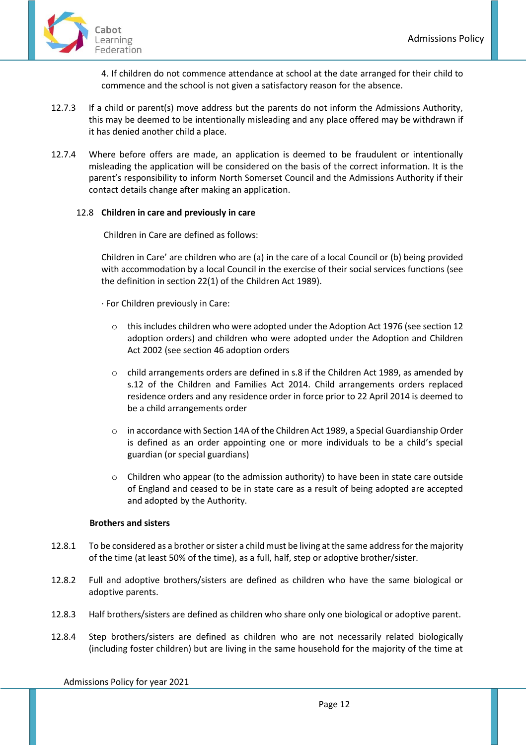4. If children do not commence attendance at school at the date arranged for their child to commence and the school is not given a satisfactory reason for the absence.

12.7.3 If a child or parent(s) move address but the parents do not inform the Admissions Authority, this may be deemed to be intentionally misleading and any place offered may be withdrawn if it has denied another child a place.

12.7.4 Where before offers are made, an application is deemed to be fraudulent or intentionally misleading the application will be considered on the basis of the correct information. It is the parent's responsibility to inform North Somerset Council and the Admissions Authority if their contact details change after making an application.

### 12.8 Children in care and previously in care

Children in Care are defined as follows:

Children in Care' are children who are (a) in the care of a local Council or (b) being provided with accommodation by a local Council in the exercise of their social services functions (see the definition in section 22(1) of the Children Act 1989).

· For Children previously in Care:

- this includes children who were adopted under the Adoption Act 1976 (see section 12 adoption orders) and children who were adopted under the Adoption and Children Act 2002 (see section 46 adoption orders
- child arrangements orders are defined in s.8 if the Children Act 1989, as amended by s.12 of the Children and Families Act 2014. Child arrangements orders replaced residence orders and any residence order in force prior to 22 April 2014 is deemed to be a child arrangements order
- in accordance with Section 14A of the Children Act 1989, a Special Guardianship Order is defined as an order appointing one or more individuals to be a child's special guardian (or special guardians)
- Children who appear (to the admission authority) to have been in state care outside of England and ceased to be in state care as a result of being adopted are accepted and adopted by the Authority.

**Brothers and sisters**

12.8.1 To be considered as a brother or sister a child must be living at the same address for the majority of the time (at least 50% of the time), as a full, half, step or adoptive brother/sister.

12.8.2 Full and adoptive brothers/sisters are defined as children who have the same biological or adoptive parents.

12.8.3 Half brothers/sisters are defined as children who share only one biological or adoptive parent.

12.8.4 Step brothers/sisters are defined as children who are not necessarily related biologically (including foster children) but are living in the same household for the majority of the time at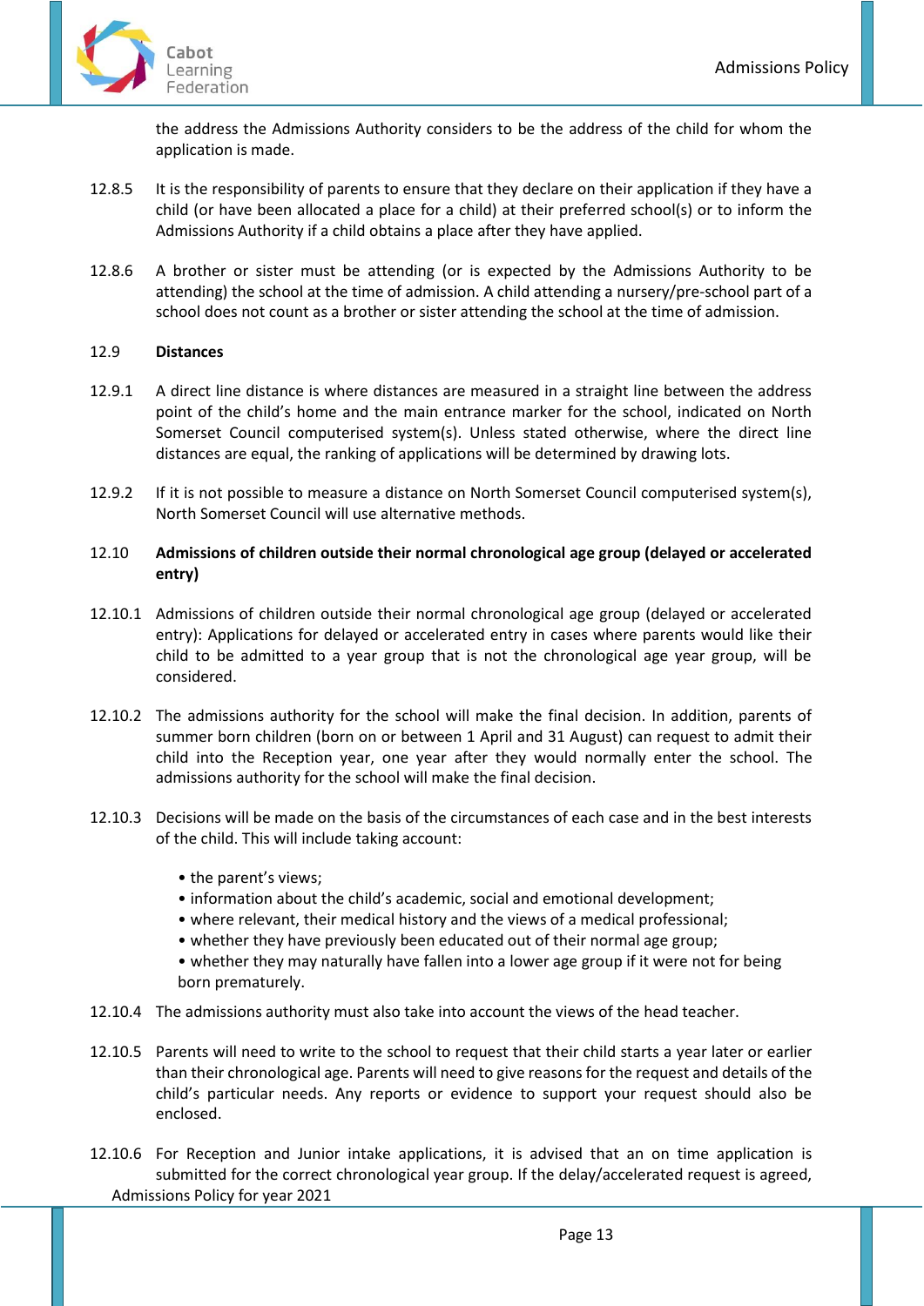the address the Admissions Authority considers to be the address of the child for whom the application is made.

12.8.5 It is the responsibility of parents to ensure that they declare on their application if they have a child (or have been allocated a place for a child) at their preferred school(s) or to inform the Admissions Authority if a child obtains a place after they have applied.

12.8.6 A brother or sister must be attending (or is expected by the Admissions Authority to be attending) the school at the time of admission. A child attending a nursery/pre-school part of a school does not count as a brother or sister attending the school at the time of admission.

12.9 **Distances**

12.9.1 A direct line distance is where distances are measured in a straight line between the address point of the child's home and the main entrance marker for the school, indicated on North Somerset Council computerised system(s). Unless stated otherwise, where the direct line distances are equal, the ranking of applications will be determined by drawing lots.

12.9.2 If it is not possible to measure a distance on North Somerset Council computerised system(s), North Somerset Council will use alternative methods.

12.10 **Admissions of children outside their normal chronological age group (delayed or accelerated entry)**

12.10.1 Admissions of children outside their normal chronological age group (delayed or accelerated entry): Applications for delayed or accelerated entry in cases where parents would like their child to be admitted to a year group that is not the chronological age year group, will be considered.

12.10.2 The admissions authority for the school will make the final decision. In addition, parents of summer born children (born on or between 1 April and 31 August) can request to admit their child into the Reception year, one year after they would normally enter the school. The admissions authority for the school will make the final decision.

12.10.3 Decisions will be made on the basis of the circumstances of each case and in the best interests of the child. This will include taking account:

- the parent's views;
- information about the child's academic, social and emotional development;
- where relevant, their medical history and the views of a medical professional;
- whether they have previously been educated out of their normal age group;
- whether they may naturally have fallen into a lower age group if it were not for being born prematurely.

12.10.4 The admissions authority must also take into account the views of the head teacher.

12.10.5 Parents will need to write to the school to request that their child starts a year later or earlier than their chronological age. Parents will need to give reasons for the request and details of the child's particular needs. Any reports or evidence to support your request should also be enclosed.

12.10.6 For Reception and Junior intake applications, it is advised that an on time application is submitted for the correct chronological year group. If the delay/accelerated request is agreed,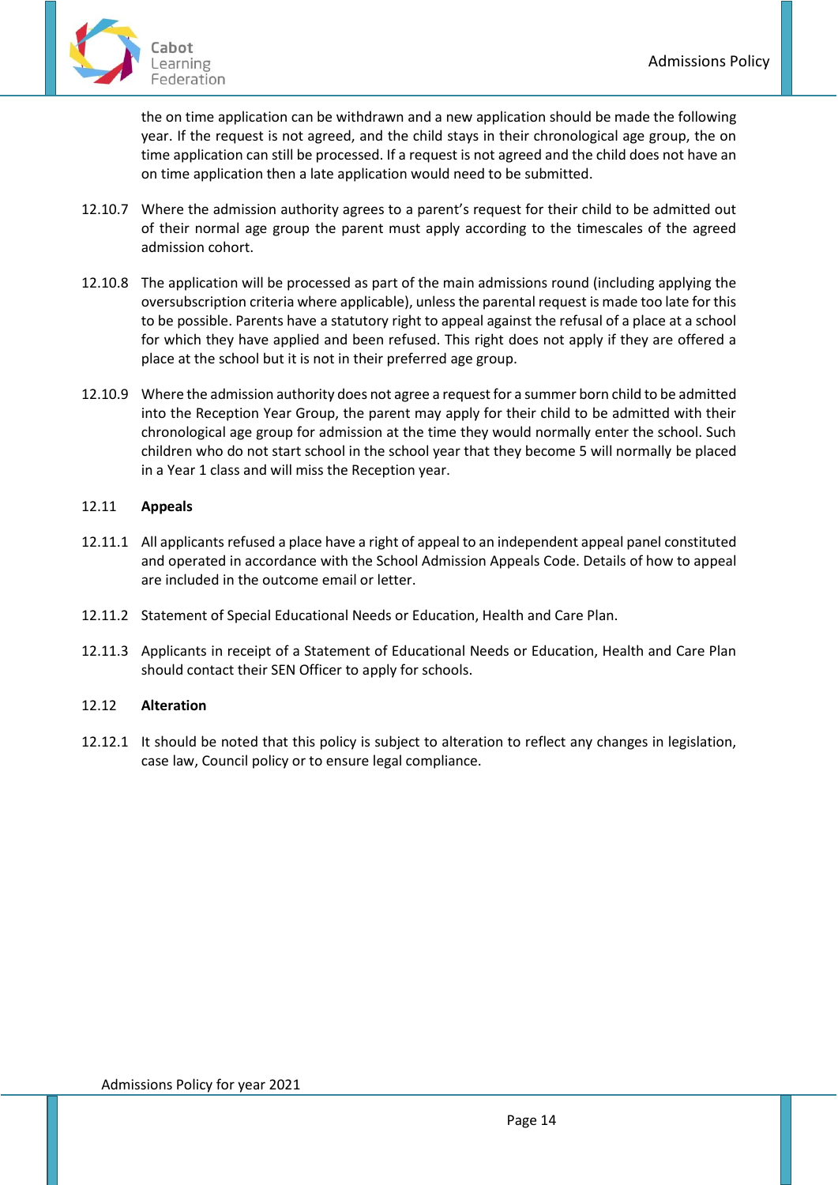the on time application can be withdrawn and a new application should be made the following year. If the request is not agreed, and the child stays in their chronological age group, the on time application can still be processed. If a request is not agreed and the child does not have an on time application then a late application would need to be submitted.

12.10.7 Where the admission authority agrees to a parent's request for their child to be admitted out of their normal age group the parent must apply according to the timescales of the agreed admission cohort.

12.10.8 The application will be processed as part of the main admissions round (including applying the oversubscription criteria where applicable), unless the parental request is made too late for this to be possible. Parents have a statutory right to appeal against the refusal of a place at a school for which they have applied and been refused. This right does not apply if they are offered a place at the school but it is not in their preferred age group.

12.10.9 Where the admission authority does not agree a request for a summer born child to be admitted into the Reception Year Group, the parent may apply for their child to be admitted with their chronological age group for admission at the time they would normally enter the school. Such children who do not start school in the school year that they become 5 will normally be placed in a Year 1 class and will miss the Reception year.

## 12.11 Appeals

12.11.1 All applicants refused a place have a right of appeal to an independent appeal panel constituted and operated in accordance with the School Admission Appeals Code. Details of how to appeal are included in the outcome email or letter.

12.11.2 Statement of Special Educational Needs or Education, Health and Care Plan.

12.11.3 Applicants in receipt of a Statement of Educational Needs or Education, Health and Care Plan should contact their SEN Officer to apply for schools.

## 12.12 Alteration

12.12.1 It should be noted that this policy is subject to alteration to reflect any changes in legislation, case law, Council policy or to ensure legal compliance.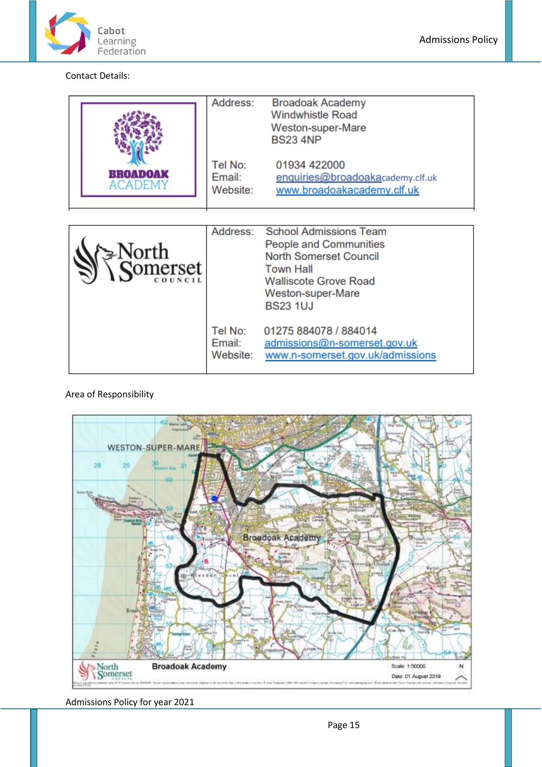Contact Details:

| | |
|---|---|
| BROADOAK ACADEMY | Address: Broadoak Academy<br>Windwhistle Road<br>Weston-super-Mare<br>BS23 4NP<br><br>Tel No: 01934 422000<br>Email: enquiries@broadoakacademy.clf.uk<br>Website: www.broadoakacademy.clf.uk |

| | |
|---|---|
| North Somerset COUNCIL | Address: School Admissions Team<br>People and Communities<br>North Somerset Council<br>Town Hall<br>Walliscote Grove Road<br>Weston-super-Mare<br>BS23 1UJ<br><br>Tel No: 01275 884078 / 884014<br>Email: admissions@n-somerset.gov.uk<br>Website: www.n-somerset.gov.uk/admissions |

Area of Responsibility

Admissions Policy for year 2021